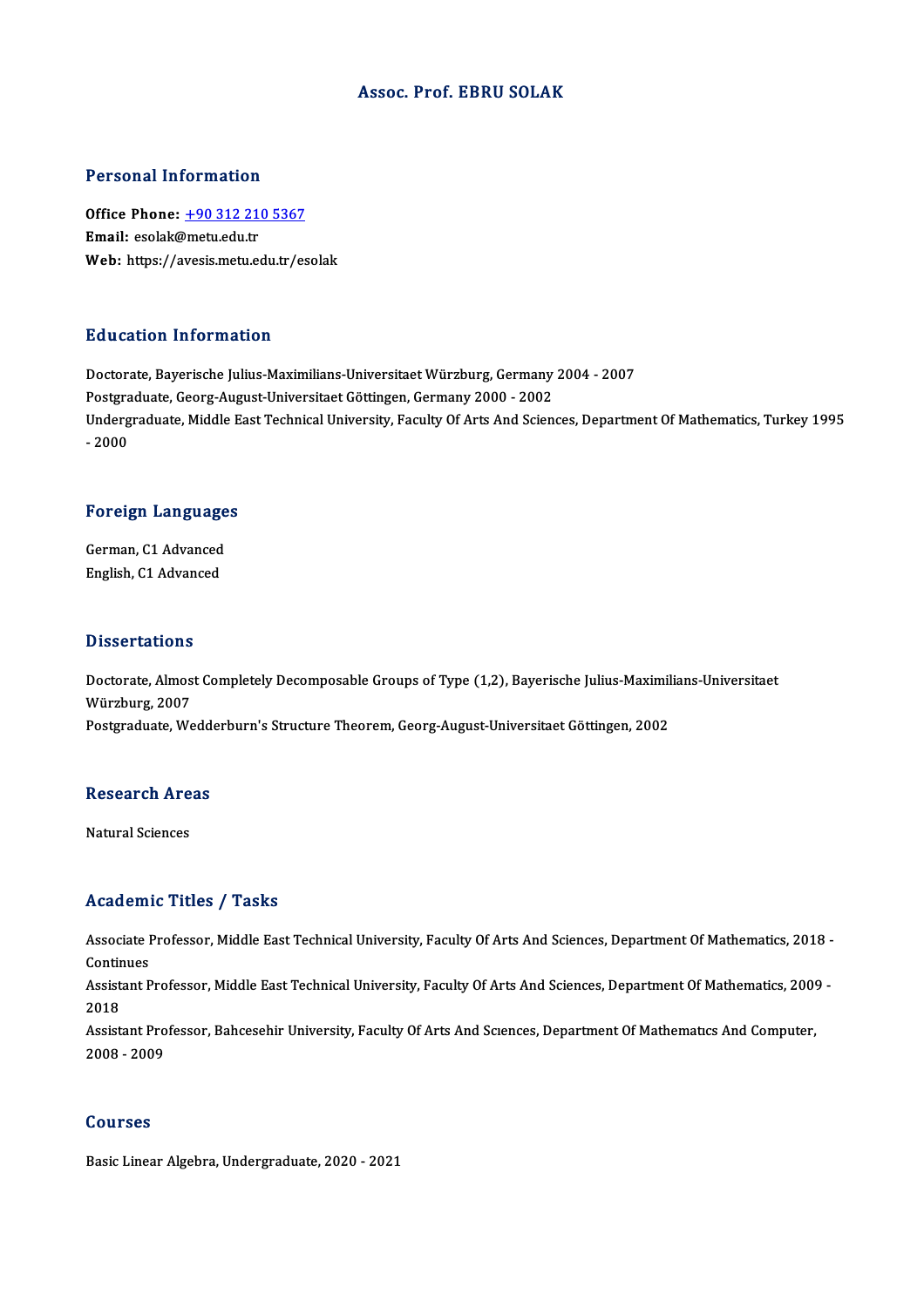# Assoc. Prof. EBRU SOLAK

## Personal Information

**Office Phone:** +90 312 210 5367
**Email:** esolak@metu.edu.tr
**Web:** https://avesis.metu.edu.tr/esolak

## Education Information

Doctorate, Bayerische Julius-Maximilians-Universitaet Würzburg, Germany 2004 - 2007
Postgraduate, Georg-August-Universitaet Göttingen, Germany 2000 - 2002
Undergraduate, Middle East Technical University, Faculty Of Arts And Sciences, Department Of Mathematics, Turkey 1995 - 2000

## Foreign Languages

German, C1 Advanced
English, C1 Advanced

## Dissertations

Doctorate, Almost Completely Decomposable Groups of Type (1,2), Bayerische Julius-Maximilians-Universitaet Würzburg, 2007
Postgraduate, Wedderburn's Structure Theorem, Georg-August-Universitaet Göttingen, 2002

## Research Areas

Natural Sciences

## Academic Titles / Tasks

Associate Professor, Middle East Technical University, Faculty Of Arts And Sciences, Department Of Mathematics, 2018 - Continues
Assistant Professor, Middle East Technical University, Faculty Of Arts And Sciences, Department Of Mathematics, 2009 - 2018
Assistant Professor, Bahcesehir University, Faculty Of Arts And Scıences, Department Of Mathematıcs And Computer, 2008 - 2009

## Courses

Basic Linear Algebra, Undergraduate, 2020 - 2021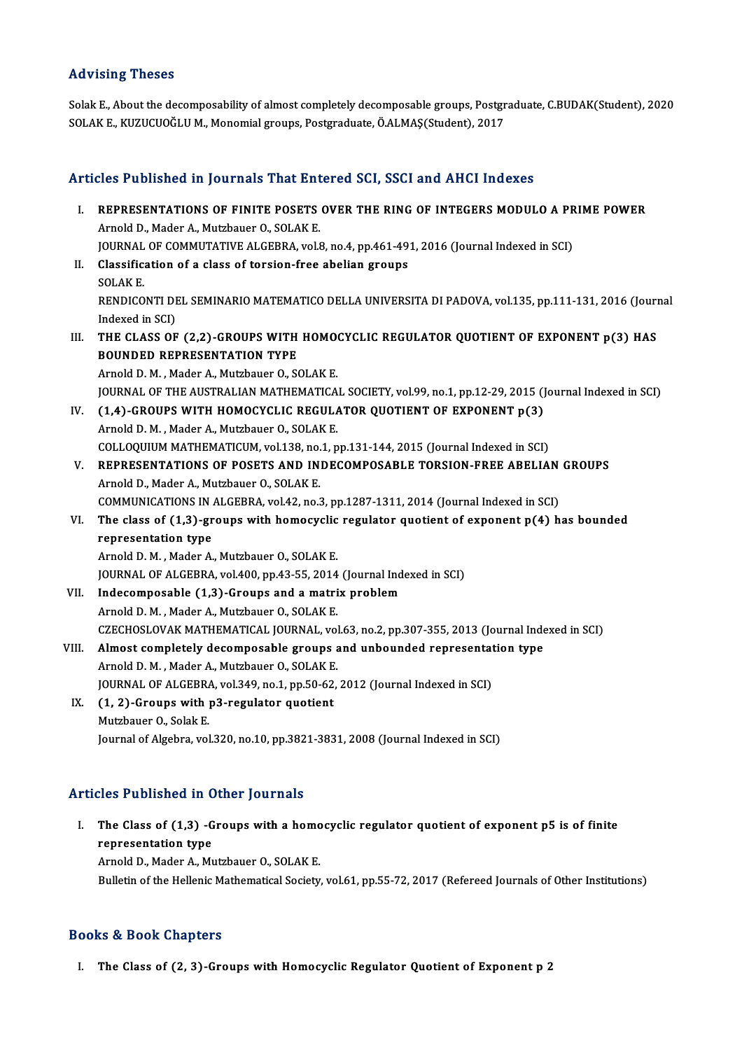## Advising Theses

Solak E., About the decomposability of almost completely decomposable groups, Postgraduate, C.BUDAK(Student), 2020
SOLAK E., KUZUCUOĞLU M., Monomial groups, Postgraduate, Ö.ALMAŞ(Student), 2017

## Articles Published in Journals That Entered SCI, SSCI and AHCI Indexes

I. **REPRESENTATIONS OF FINITE POSETS OVER THE RING OF INTEGERS MODULO A PRIME POWER**
Arnold D., Mader A., Mutzbauer O., SOLAK E.
JOURNAL OF COMMUTATIVE ALGEBRA, vol.8, no.4, pp.461-491, 2016 (Journal Indexed in SCI)

II. **Classification of a class of torsion-free abelian groups**
SOLAK E.
RENDICONTI DEL SEMINARIO MATEMATICO DELLA UNIVERSITA DI PADOVA, vol.135, pp.111-131, 2016 (Journal Indexed in SCI)

III. **THE CLASS OF (2,2)-GROUPS WITH HOMOCYCLIC REGULATOR QUOTIENT OF EXPONENT p(3) HAS BOUNDED REPRESENTATION TYPE**
Arnold D. M. , Mader A., Mutzbauer O., SOLAK E.
JOURNAL OF THE AUSTRALIAN MATHEMATICAL SOCIETY, vol.99, no.1, pp.12-29, 2015 (Journal Indexed in SCI)

IV. **(1,4)-GROUPS WITH HOMOCYCLIC REGULATOR QUOTIENT OF EXPONENT p(3)**
Arnold D. M. , Mader A., Mutzbauer O., SOLAK E.
COLLOQUIUM MATHEMATICUM, vol.138, no.1, pp.131-144, 2015 (Journal Indexed in SCI)

V. **REPRESENTATIONS OF POSETS AND INDECOMPOSABLE TORSION-FREE ABELIAN GROUPS**
Arnold D., Mader A., Mutzbauer O., SOLAK E.
COMMUNICATIONS IN ALGEBRA, vol.42, no.3, pp.1287-1311, 2014 (Journal Indexed in SCI)

VI. **The class of (1,3)-groups with homocyclic regulator quotient of exponent p(4) has bounded representation type**
Arnold D. M. , Mader A., Mutzbauer O., SOLAK E.
JOURNAL OF ALGEBRA, vol.400, pp.43-55, 2014 (Journal Indexed in SCI)

VII. **Indecomposable (1,3)-Groups and a matrix problem**
Arnold D. M. , Mader A., Mutzbauer O., SOLAK E.
CZECHOSLOVAK MATHEMATICAL JOURNAL, vol.63, no.2, pp.307-355, 2013 (Journal Indexed in SCI)

VIII. **Almost completely decomposable groups and unbounded representation type**
Arnold D. M. , Mader A., Mutzbauer O., SOLAK E.
JOURNAL OF ALGEBRA, vol.349, no.1, pp.50-62, 2012 (Journal Indexed in SCI)

IX. **(1, 2)-Groups with p3-regulator quotient**
Mutzbauer O., Solak E.
Journal of Algebra, vol.320, no.10, pp.3821-3831, 2008 (Journal Indexed in SCI)

## Articles Published in Other Journals

I. **The Class of (1,3) -Groups with a homocyclic regulator quotient of exponent p5 is of finite representation type**
Arnold D., Mader A., Mutzbauer O., SOLAK E.
Bulletin of the Hellenic Mathematical Society, vol.61, pp.55-72, 2017 (Refereed Journals of Other Institutions)

## Books & Book Chapters

I. **The Class of (2, 3)-Groups with Homocyclic Regulator Quotient of Exponent p 2**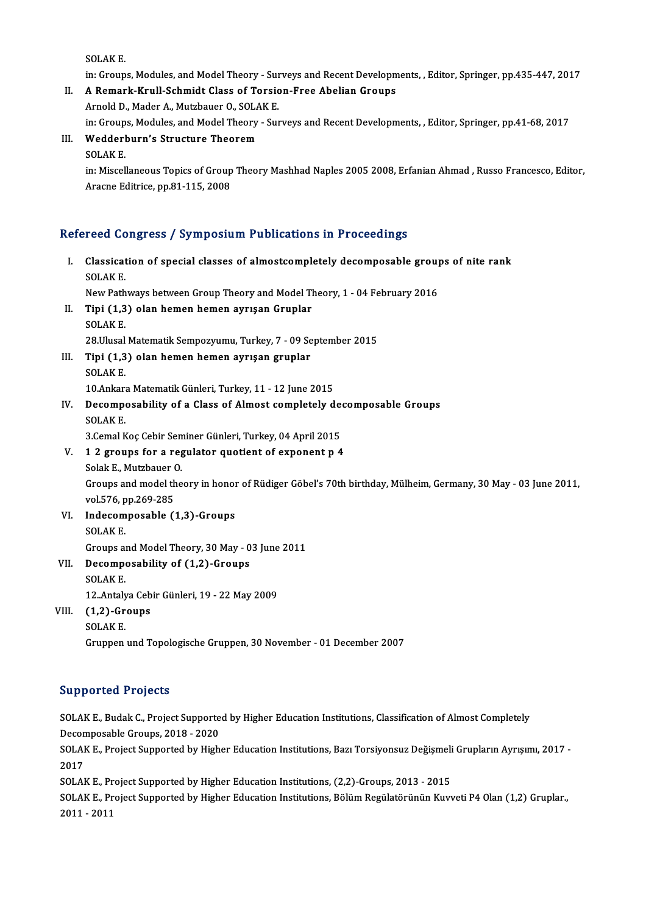SOLAK E.
in: Groups, Modules, and Model Theory - Surveys and Recent Developments, , Editor, Springer, pp.435-447, 2017

II. **A Remark-Krull-Schmidt Class of Torsion-Free Abelian Groups**
Arnold D., Mader A., Mutzbauer O., SOLAK E.
in: Groups, Modules, and Model Theory - Surveys and Recent Developments, , Editor, Springer, pp.41-68, 2017

III. **Wedderburn's Structure Theorem**
SOLAK E.
in: Miscellaneous Topics of Group Theory Mashhad Naples 2005 2008, Erfanian Ahmad , Russo Francesco, Editor, Aracne Editrice, pp.81-115, 2008

## Refereed Congress / Symposium Publications in Proceedings

I. **Classication of special classes of almostcompletely decomposable groups of nite rank**
SOLAK E.
New Pathways between Group Theory and Model Theory, 1 - 04 February 2016

II. **Tipi (1,3) olan hemen hemen ayrışan Gruplar**
SOLAK E.
28.Ulusal Matematik Sempozyumu, Turkey, 7 - 09 September 2015

III. **Tipi (1,3) olan hemen hemen ayrışan gruplar**
SOLAK E.
10.Ankara Matematik Günleri, Turkey, 11 - 12 June 2015

IV. **Decomposability of a Class of Almost completely decomposable Groups**
SOLAK E.
3.Cemal Koç Cebir Seminer Günleri, Turkey, 04 April 2015

V. **1 2 groups for a regulator quotient of exponent p 4**
Solak E., Mutzbauer O.
Groups and model theory in honor of Rüdiger Göbel's 70th birthday, Mülheim, Germany, 30 May - 03 June 2011, vol.576, pp.269-285

VI. **Indecomposable (1,3)-Groups**
SOLAK E.
Groups and Model Theory, 30 May - 03 June 2011

VII. **Decomposability of (1,2)-Groups**
SOLAK E.
12..Antalya Cebir Günleri, 19 - 22 May 2009

VIII. **(1,2)-Groups**
SOLAK E.
Gruppen und Topologische Gruppen, 30 November - 01 December 2007

## Supported Projects

SOLAK E., Budak C., Project Supported by Higher Education Institutions, Classification of Almost Completely Decomposable Groups, 2018 - 2020

SOLAK E., Project Supported by Higher Education Institutions, Bazı Torsiyonsuz Değişmeli Grupların Ayrışımı, 2017 - 2017

SOLAK E., Project Supported by Higher Education Institutions, (2,2)-Groups, 2013 - 2015

SOLAK E., Project Supported by Higher Education Institutions, Bölüm Regülatörünün Kuvveti P4 Olan (1,2) Gruplar., 2011 - 2011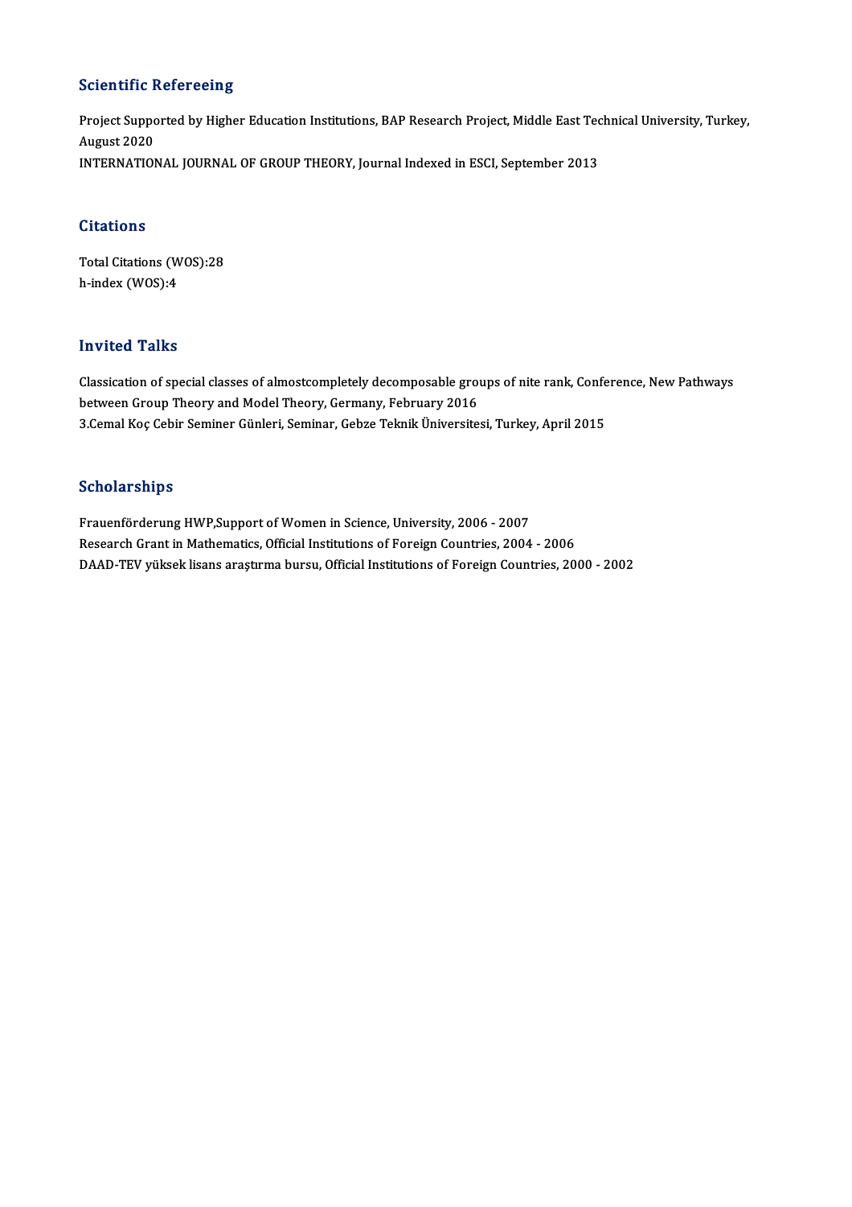## Scientific Refereeing

Project Supported by Higher Education Institutions, BAP Research Project, Middle East Technical University, Turkey, August 2020

INTERNATIONAL JOURNAL OF GROUP THEORY, Journal Indexed in ESCI, September 2013

## Citations

Total Citations (WOS):28

h-index (WOS):4

## Invited Talks

Classication of special classes of almostcompletely decomposable groups of nite rank, Conference, New Pathways between Group Theory and Model Theory, Germany, February 2016

3.Cemal Koç Cebir Seminer Günleri, Seminar, Gebze Teknik Üniversitesi, Turkey, April 2015

## Scholarships

Frauenförderung HWP,Support of Women in Science, University, 2006 - 2007

Research Grant in Mathematics, Official Institutions of Foreign Countries, 2004 - 2006

DAAD-TEV yüksek lisans araştırma bursu, Official Institutions of Foreign Countries, 2000 - 2002